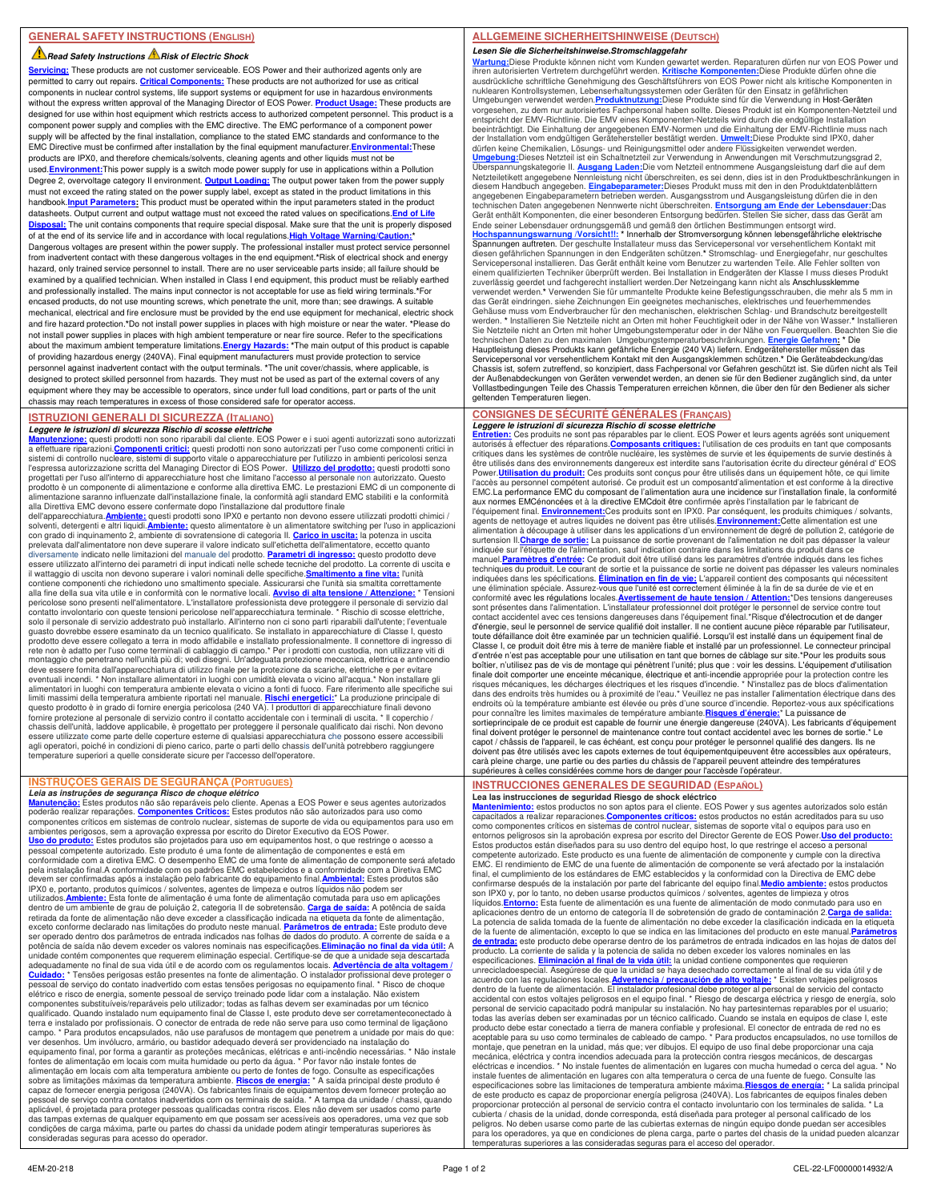## GENERAL SAFETY INSTRUCTIONS (ENGLISH)

***Read Safety Instructions*** ***Risk of Electric Shock***

**Servicing:** These products are not customer serviceable. EOS Power and their authorized agents only are permitted to carry out repairs. **Critical Components:** These products are not authorized for use as critical components in nuclear control systems, life support systems or equipment for use in hazardous environments without the express written approval of the Managing Director of EOS Power. **Product Usage:** These products are designed for use within host equipment which restricts access to authorized competent personnel. This product is a component power supply and complies with the EMC directive. The EMC performance of a component power supply will be affected by the final installation, compliance to the stated EMC standards and conformance to the EMC Directive must be confirmed after installation by the final equipment manufacturer. **Environmental:** These products are IPX0, and therefore chemicals/solvents, cleaning agents and other liquids must not be used. **Environment:** This power supply is a switch mode power supply for use in applications within a Pollution Degree 2, overvoltage category II environment. **Output Loading:** The output power taken from the power supply must not exceed the rating stated on the power supply label, except as stated in the product limitations in this handbook. **Input Parameters:** This product must be operated within the input parameters stated in the product datasheets. Output current and output wattage must not exceed the rated values on specifications. **End of Life Disposal:** The unit contains components that require special disposal. Make sure that the unit is properly disposed of at the end of its service life and in accordance with local regulations. **High Voltage Warning/Caution:** * Dangerous voltages are present within the power supply. The professional installer must protect service personnel from inadvertent contact with these dangerous voltages in the end equipment. *Risk of electrical shock and energy hazard, only trained service personnel to install. There are no user serviceable parts inside; all failure should be examined by a qualified technician. When installed in Class I end equipment, this product must be reliably earthed and professionally installed. The mains input connector is not acceptable for use as field wiring terminals. *For encased products, do not use mounting screws, which penetrate the unit, more than; see drawings. A suitable mechanical, electrical and fire enclosure must be provided by the end use equipment for mechanical, electric shock and fire hazard protection. *Do not install power supplies in places with high moisture or near the water. *Please do not install power supplies in places with high ambient temperature or near fire source. Refer to the specifications about the maximum ambient temperature limitations. **Energy Hazards:** *The main output of this product is capable of providing hazardous energy (240VA). Final equipment manufacturers must provide protection to service personnel against inadvertent contact with the output terminals. *The unit cover/chassis, where applicable, is designed to protect skilled personnel from hazards. They must not be used as part of the external covers of any equipment where they may be accessible to operators, since under full load conditions, part or parts of the unit chassis may reach temperatures in excess of those considered safe for operator access.

## ALLGEMEINE SICHERHEITSHINWEISE (DEUTSCH)

***Lesen Sie die Sicherheitshinweise. Stromschlaggefahr***

**Wartung:** Diese Produkte können nicht vom Kunden gewartet werden. Reparaturen dürfen nur von EOS Power und ihren autorisierten Vertretern durchgeführt werden. **Kritische Komponenten:** Diese Produkte dürfen ohne die ausdrückliche schriftliche Genehmigung des Geschäftsführers von EOS Power nicht als kritische Komponenten in nuklearen Kontrollsystemen, Lebenserhaltungssystemen oder Geräten für den Einsatz in gefährlichen Umgebungen verwendet werden. **Produktnutzung:** Diese Produkte sind für die Verwendung in Host-Geräten vorgesehen, zu dem nur autorisiertes Fachpersonal Zugang haben sollte. Dieses Produkt ist ein Komponenten-Netzteil und entspricht der EMV-Richtlinie. Die EMV eines Komponenten-Netzteils wird durch die endgültige Installation beeinträchtigt. Die Einhaltung der angegebenen EMV-Normen und die Einhaltung der EMV-Richtlinie muss nach der Installation vom endgültigen Gerätehersteller bestätigt werden. **Umwelt:** Diese Produkte sind IPX0, daher dürfen keine Chemikalien, Lösungs- und Reinigungsmittel oder andere Flüssigkeiten verwendet werden. **Umgebung:** Dieses Netzteil ist ein Schaltnetzteil zur Verwendung in Anwendungen mit Verschmutzungsgrad 2, Überspannungskategorie II. **Ausgang Laden:** Die vom Netzteil entnommene Ausgangsleistung darf die auf dem Netzteiletikett angegebene Nennleistung nicht überschreiten, es sei denn, dies ist in den Produktbeschränkungen in diesem Handbuch angegeben. **Eingabeparameter:** Dieses Produkt muss mit den in den Produktdatenblättern angegebenen Eingabeparametern betrieben werden. Ausgangsstrom und Ausgangsleistung dürfen die in den technischen Daten angegebenen Nennwerte nicht überschreiten. **Entsorgung am Ende der Lebensdauer:** Das Gerät enthält Komponenten, die einer besonderen Entsorgung bedürfen. Stellen Sie sicher, dass das Gerät am Ende seiner Lebensdauer ordnungsgemäß und gemäß den örtlichen Bestimmungen entsorgt wird. **Hochspannungswarnung /Vorsicht!!:** * Innerhalb der Stromversorgung können lebensgefährliche elektrische Spannungen auftreten. Der geschulte Installateur muss das Servicepersonal vor versehentlichem Kontakt mit diesen gefährlichen Spannungen in den Endgeräten schützen. * Stromschlag- und Energiegefahr, nur geschultes Servicepersonal installieren. Das Gerät enthält keine vom Benutzer zu wartenden Teile. Alle Fehler sollten von einem qualifizierten Techniker überprüft werden. Bei Installation in Endgeräten der Klasse I muss dieses Produkt zuverlässig geerdet und fachgerecht installiert werden. Der Netzeingang kann nicht als Anschlussklemme verwendet werden. * Verwenden Sie für ummantelte Produkte keine Befestigungsschrauben, die mehr als 5 mm in das Gerät eindringen. siehe Zeichnungen Ein geeignetes mechanisches, elektrisches und feuerhemmendes Gehäuse muss vom Endverbraucher für den mechanischen, elektrischen Schlag- und Brandschutz bereitgestellt werden. * Installieren Sie Netzteile nicht an Orten mit hoher Feuchtigkeit oder in der Nähe von Wasser. * Installieren Sie Netzteile nicht an Orten mit hoher Umgebungstemperatur oder in der Nähe von Feuerquellen. Beachten Sie die technischen Daten zu den maximalen Umgebungstemperaturbeschränkungen. **Energie Gefahren:** * Die Hauptleistung dieses Produkts kann gefährliche Energie (240 VA) liefern. Endgerätehersteller müssen das Servicepersonal vor versehentlichem Kontakt mit den Ausgangsklemmen schützen. * Die Geräteabdeckung/das Chassis ist, sofern zutreffend, so konzipiert, dass Fachpersonal vor Gefahren geschützt ist. Sie dürfen nicht als Teil der Außenabdeckungen von Geräten verwendet werden, an denen sie für den Bediener zugänglich sind, da unter Volllastbedingungen Teile des Chassis Temperaturen erreichen können, die über den für den Bediener als sicher geltenden Temperaturen liegen.

## ISTRUZIONI GENERALI DI SICUREZZA (ITALIANO)

***Leggere le istruzioni di sicurezza Rischio di scosse elettriche***

**Manutenzione:** questi prodotti non sono riparabili dal cliente. EOS Power e i suoi agenti autorizzati sono autorizzati a effettuare riparazioni. **Componenti critici:** questi prodotti non sono autorizzati per l'uso come componenti critici in sistemi di controllo nucleare, sistemi di supporto vitale o apparecchiature per l'utilizzo in ambienti pericolosi senza l'espressa autorizzazione scritta del Managing Director di EOS Power. **Utilizzo del prodotto:** questi prodotti sono progettati per l'uso all'interno di apparecchiature host che limitano l'accesso al personale non autorizzato. Questo prodotto è un componente di alimentazione e conforme alla direttiva EMC. Le prestazioni EMC di un componente di alimentazione saranno influenzate dall'installazione finale, la conformità agli standard EMC stabiliti e la conformità alla Direttiva EMC devono essere confermate dopo l'installazione dal produttore finale dell'apparecchiatura. **Ambiente:** questi prodotti sono IPX0 e pertanto non devono essere utilizzati prodotti chimici / solventi, detergenti e altri liquidi. **Ambiente:** questo alimentatore è un alimentatore switching per l'uso in applicazioni con grado di inquinamento 2, ambiente di sovratensione di categoria II. **Carico in uscita:** la potenza in uscita prelevata dall'alimentatore non deve superare il valore indicato sull'etichetta dell'alimentatore, eccetto quanto diversamente indicato nelle limitazioni del manuale del prodotto. **Parametri di ingresso:** questo prodotto deve essere utilizzato all'interno dei parametri di input indicati nelle schede tecniche del prodotto. La corrente di uscita e il wattaggio di uscita non devono superare i valori nominali delle specifiche. **Smaltimento a fine vita:** l'unità contiene componenti che richiedono uno smaltimento speciale. Assicurarsi che l'unità sia smaltita correttamente alla fine della sua vita utile e in conformità con le normative locali. **Avviso di alta tensione / Attenzione:** * Tensioni pericolose sono presenti nell'alimentatore. L'installatore professionista deve proteggere il personale di servizio dal contatto involontario con queste tensioni pericolose nell'apparecchiatura terminale. * Rischio di scosse elettriche, solo il personale di servizio addestrato può installarlo. All'interno non ci sono parti riparabili dall'utente; l'eventuale guasto dovrebbe essere esaminato da un tecnico qualificato. Se installato in apparecchiature di Classe I, questo prodotto deve essere collegato a terra in modo affidabile e installato professionalmente. Il connettore di ingresso di rete non è adatto per l'uso come terminali di cablaggio di campo. * Per i prodotti con custodia, non utilizzare viti di montaggio che penetrano nell'unità più di; vedi disegni. Un'adeguata protezione meccanica, elettrica e antincendio deve essere fornita dall'apparecchiatura di utilizzo finale per la protezione da scariche, elettriche e per evitare eventuali incendi. * Non installare alimentatori in luoghi con umidità elevata o vicino all'acqua. * Non installare gli alimentatori in luoghi con temperatura ambiente elevata o vicino a fonti di fuoco. Fare riferimento alle specifiche sui limiti massimi della temperatura ambiente riportati nel manuale. **Rischi energetici:** * La produzione principale di questo prodotto è in grado di fornire energia pericolosa (240 VA). I produttori di apparecchiature finali devono fornire protezione al personale di servizio contro il contatto accidentale con i terminali di uscita. * Il coperchio / chassis dell'unità, laddove applicabile, è progettato per proteggere il personale qualificato dai rischi. Non devono essere utilizzate come parte delle coperture esterne di qualsiasi apparecchiatura che possono essere accessibili agli operatori, poiché in condizioni di pieno carico, parte o parti dello chassis dell'unità potrebbero raggiungere temperature superiori a quelle considerate sicure per l'accesso dell'operatore.

## CONSIGNES DE SÉCURITÉ GÉNÉRALES (FRANÇAIS)

***Leggere le istruzioni di sicurezza Rischio di scosse elettriche***

**Entretien:** Ces produits ne sont pas réparables par le client. EOS Power et leurs agents agréés sont uniquement autorisés à effectuer des réparations. **Composants critiques:** l'utilisation de ces produits en tant que composants critiques dans les systèmes de contrôle nucléaire, les systèmes de survie et les équipements de survie destinés à être utilisés dans des environnements dangereux est interdite sans l'autorisation écrite du directeur général d' EOS Power. **Utilisation du produit:** Ces produits sont conçus pour être utilisés dans un équipement hôte, ce qui limite l'accès au personnel compétent autorisé. Ce produit est un composant d'alimentation et est conforme à la directive EMC. La performance EMC du composant de l'alimentation aura une incidence sur l'installation finale, la conformité aux normes EMC énoncées et à la directive EMC doit être confirmée après l'installation par le fabricant de l'équipement final. **Environnement:** Ces produits sont en IPX0. Par conséquent, les produits chimiques / solvants, agents de nettoyage et autres liquides ne doivent pas être utilisés. **Environnement:** Cette alimentation est une alimentation à découpage à utiliser dans les applications d'un environnement de degré de pollution 2, catégorie de surtension II. **Charge de sortie:** La puissance de sortie provenant de l'alimentation ne doit pas dépasser la valeur indiquée sur l'étiquette de l'alimentation, sauf indication contraire dans les limitations du produit dans ce manuel. **Paramètres d'entrée:** Ce produit doit être utilisé dans les paramètres d'entrée indiqués dans les fiches techniques du produit. Le courant de sortie et la puissance de sortie ne doivent pas dépasser les valeurs nominales indiquées dans les spécifications. **Élimination en fin de vie:** L'appareil contient des composants qui nécessitent une élimination spéciale. Assurez-vous que l'unité est correctement éliminée à la fin de sa durée de vie et en conformité avec les régulations locales. **Avertissement de haute tension / Attention:** *Des tensions dangereuses sont présentes dans l'alimentation. L'installateur professionnel doit protéger le personnel de service contre tout contact accidentel avec ces tensions dangereuses dans l'équipement final. *Risque d'électrocution et de danger d'énergie, seul le personnel de service qualifié doit installer. Il ne contient aucune pièce réparable par l'utilisateur, toute défaillance doit être examinée par un technicien qualifié. Lorsqu'il est installé dans un équipement final de Classe I, ce produit doit être mis à terre de manière fiable et installé par un professionnel. Le connecteur principal d'entrée n'est pas acceptable pour une utilisation en tant que bornes de câblage sur site. *Pour les produits sous boîtier, n'utilisez pas de vis de montage qui pénètrent l'unité; plus que : voir les dessins. L'équipement d'utilisation finale doit comporter une enceinte mécanique, électrique et anti-incendie appropriée pour la protection contre les risques mécaniques, les décharges électriques et les risques d'incendie. * N'installez pas de blocs d'alimentation dans des endroits très humides ou à proximité de l'eau. * Veuillez ne pas installer l'alimentation électrique dans des endroits où la température ambiante est élevée ou près d'une source d'incendie. Reportez-vous aux spécifications pour connaître les limites maximales de température ambiante. **Risques d'énergie:** * La puissance de sortieprincipale de ce produit est capable de fournir une énergie dangereuse (240VA). Les fabricants d'équipement final doivent protéger le personnel de maintenance contre tout contact accidentel avec les bornes de sortie.* Le capot / châssis de l'appareil, le cas échéant, est conçu pour protéger le personnel qualifié des dangers. Ils ne doivent pas être utilisés avec les capots externes de tout équipementquipeuvent être accessibles aux opérateurs, carà pleine charge, une partie ou des parties du châssis de l'appareil peuvent atteindre des températures supérieures à celles considérées comme hors de danger pour l'accèsde l'opérateur.

## INSTRUÇÕES GERAIS DE SEGURANÇA (PORTUGUES)

***Leia as instruções de segurança Risco de choque elétrico***

**Manutenção:** Estes produtos não são reparáveis pelo cliente. Apenas a EOS Power e seus agentes autorizados poderão realizar reparações. **Componentes Críticos:** Estes produtos não são autorizados para uso como componentes críticos em sistemas de controlo nuclear, sistemas de suporte de vida ou equipamentos para uso em ambientes perigosos, sem a aprovação expressa por escrito do Diretor Executivo da EOS Power. **Uso do produto:** Estes produtos são projetados para uso em equipamentos host, o que restringe o acesso a pessoal competente autorizado. Este produto é uma fonte de alimentação de componente e está em conformidade com a diretiva EMC. O desempenho EMC de uma fonte de alimentação de componente será afetado pela instalação final. A conformidade com os padrões EMC estabelecidos e a conformidade com a Diretiva EMC devem ser confirmadas após a instalação pelo fabricante do equipamento final. **Ambiental:** Estes produtos são IPX0 e, portanto, produtos químicos / solventes, agentes de limpeza e outros líquidos não podem ser utilizados. **Ambiente:** Esta fonte de alimentação é uma fonte de alimentação comutada para uso em aplicações dentro de um ambiente de grau de poluição 2, categoria II de sobretensão. **Carga de saída:** A potência de saída retirada da fonte de alimentação não deve exceder a classificação indicada na etiqueta da fonte de alimentação, exceto conforme declarado nas limitações do produto neste manual. **Parâmetros de entrada:** Este produto deve ser operado dentro dos parâmetros de entrada indicados nas folhas de dados do produto. A corrente de saída e a potência de saída não devem exceder os valores nominais nas especificações. **Eliminação no final da vida útil:** A unidade contém componentes que requerem eliminação especial. Certifique-se de que a unidade seja descartada adequadamente no final de sua vida útil e de acordo com os regulamentos locais. **Advertência de alta voltagem / Cuidado:** * Tensões perigosas estão presentes na fonte de alimentação. O instalador profissional deve proteger o pessoal de serviço do contato inadvertido com estas tensões perigosas no equipamento final. * Risco de choque elétrico e risco de energia, somente pessoal de serviço treinado pode lidar com a instalação. Não existem componentes substituíveis/reparáveis pelo utilizador; todas as falhas devem ser examinadas por um técnico qualificado. Quando instalado num equipamento final de Classe I, este produto deve ser corretamenteconectado à terra e instalado por profissionais. O conector de entrada de rede não serve para uso como terminal de ligaçãono campo. * Para produtos encapsulados, não use parafusos de montagem que penetrem a unidade por mais do que: ver desenhos. Um invólucro, armário, ou bastidor adequado deverá ser providenciado na instalação do equipamento final, por forma a garantir as proteções mecânicas, elétricas e anti-incêndio necessárias. * Não instale fontes de alimentação em locais com muita humidade ou perto da água. * Por favor não instale fontes de alimentação em locais com alta temperatura ambiente ou perto de fontes de fogo. Consulte as especificações sobre as limitações máximas da temperatura ambiente. **Riscos de energia:** * A saída principal deste produto é capaz de fornecer energia perigosa (240VA). Os fabricantes finais de equipamentos devem fornecer proteção ao pessoal de serviço contra contatos inadvertidos com os terminais de saída. * A tampa da unidade / chassi, quando aplicável, é projetada para proteger pessoas qualificadas contra riscos. Eles não devem ser usados como parte das tampas externas de qualquer equipamento em que possam ser acessíveis aos operadores, uma vez que sob condições de carga máxima, parte ou partes do chassi da unidade podem atingir temperaturas superiores às consideradas seguras para acesso do operador.

## INSTRUCCIONES GENERALES DE SEGURIDAD (ESPAÑOL)

**Lea las instrucciones de seguridad Riesgo de shock eléctrico**

**Mantenimiento:** estos productos no son aptos para el cliente. EOS Power y sus agentes autorizados solo están capacitados a realizar reparaciones. **Componentes críticos:** estos productos no están acreditados para su uso como componentes críticos en sistemas de control nuclear, sistemas de soporte vital o equipos para uso en entornos peligrosos sin la aprobación expresa por escrito del Director Gerente de EOS Power. **Uso del producto:** Estos productos están diseñados para su uso dentro del equipo host, lo que restringe el acceso a personal competente autorizado. Este producto es una fuente de alimentación de componente y cumple con la directiva EMC. El rendimiento de EMC de una fuente de alimentación de componente se verá afectado por la instalación final, el cumplimiento de los estándares de EMC establecidos y la conformidad con la Directiva de EMC debe confirmarse después de la instalación por parte del fabricante del equipo final. **Medio ambiente:** estos productos son IPX0 y, por lo tanto, no deben usarse productos químicos / solventes, agentes de limpieza y otros líquidos. **Entorno:** Esta fuente de alimentación es una fuente de alimentación de modo conmutado para uso en aplicaciones dentro de un entorno de categoría II de sobretensión de grado de contaminación 2. **Carga de salida:** La potencia de salida tomada de la fuente de alimentación no debe exceder la clasificación indicada en la etiqueta de la fuente de alimentación, excepto lo que se indica en las limitaciones del producto en este manual. **Parámetros de entrada:** este producto debe operarse dentro de los parámetros de entrada indicados en las hojas de datos del producto. La corriente de salida y la potencia de salida no deben exceder los valores nominales en las especificaciones. **Eliminación al final de la vida útil:** la unidad contiene componentes que requieren unaeliminaciónespecial. Asegúrese de que la unidad se haya desechado correctamente al final de su vida útil y de acuerdo con las regulaciones locales. **Advertencia / precaución de alto voltaje:** * Existen voltajes peligrosos dentro de la fuente de alimentación. El instalador profesional debe proteger al personal de servicio del contacto accidental con estos voltajes peligrosos en el equipo final. * Riesgo de descarga eléctrica y riesgo de energía, solo personal de servicio capacitado podrá manipular su instalación. No hay partesinternas reparables por el usuario; todas las averías deben ser examinadas por un técnico calificado. Cuando se instala en equipos de clase I, este producto debe estar conectado a tierra de manera confiable y profesional. El conector de entrada de red no es aceptable para su uso como terminales de cableado de campo. * Para productos encapsulados, no use tornillos de montaje, que penetran en la unidad, más que; ver dibujos. El equipo de uso final debe proporcionar una caja mecánica, eléctrica y contra incendios adecuada para la protección contra riesgos mecánicos, de descargas eléctricas e incendios. * No instale fuentes de alimentación en lugares con mucha humedad o cerca del agua. * No instale fuentes de alimentación en lugares con alta temperatura o cerca de una fuente de fuego. Consulte las especificaciones sobre las limitaciones de temperatura ambiente máxima. **Riesgos de energía:** * La salida principal de este producto es capaz de proporcionar energía peligrosa (240VA). Los fabricantes de equipos finales deben proporcionar protección al personal de servicio contra el contacto involuntario con los terminales de salida. * La cubierta / chasis de la unidad, donde corresponda, está diseñada para proteger al personal calificado de los peligros. No deben usarse como parte de las cubiertas externas de ningún equipo donde puedan ser accesibles para los operadores, ya que en condiciones de plena carga, parte o partes del chasis de la unidad pueden alcanzar temperaturas superiores a las consideradas seguras para el acceso del operador.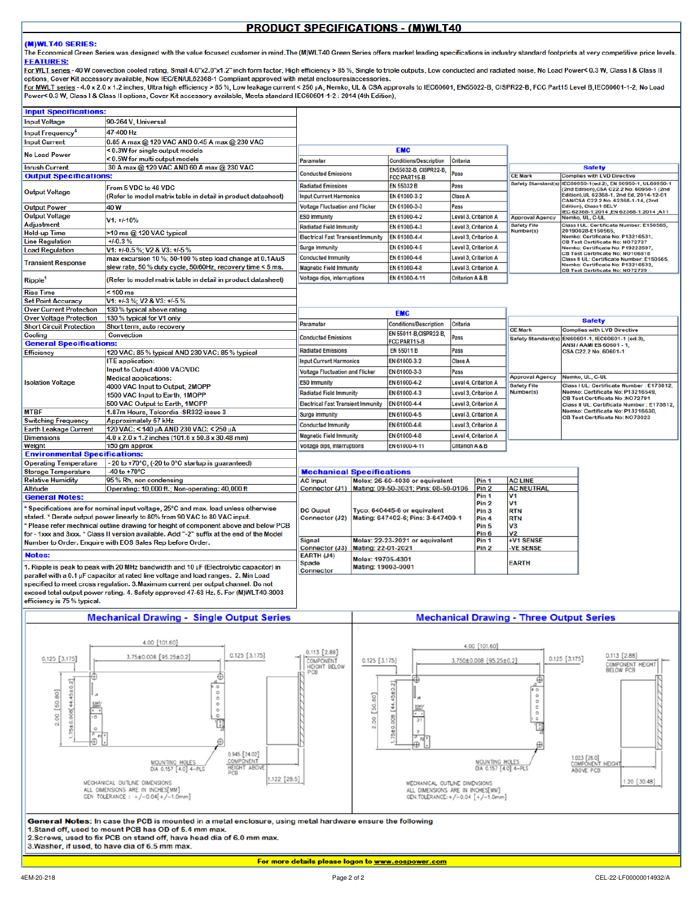# PRODUCT SPECIFICATIONS - (M)WLT40

**(M)WLT40 SERIES:**
The Economical Green Series was designed with the value focused customer in mind. The (M)WLT40 Green Series offers market leading specifications in industry standard footprints at very competitive price levels.

**FEATURES:**

For WLT series - 40 W convection cooled rating, Small 4.0"x2.0"x1.2" inch form factor, High efficiency > 85 %, Single to triple outputs, Low conducted and radiated noise, No Load Power< 0.3 W, Class I & Class II options, Cover Kit accessory available, Now IEC/EN/UL62368-1 Compliant approved with metal enclosures/accessories.

For MWLT series - 4.0 x 2.0 x 1.2 inches, Ultra high efficiency > 85 %, Low leakage current < 250 µA, Nemko, UL & CSA approvals to IEC60601, EN55022-B, CISPR22-B, FCC Part15 Level B, IEC60601-1-2, No Load Power< 0.3 W, Class I & Class II options, Cover Kit accessory available, Meets standard IEC60601-1-2 : 2014 (4th Edition),

**Input Specifications:**

| | |
|---|---|
| Input Voltage | 90-264 V, Universal |
| Input Frequency[4] | 47-400 Hz |
| Input Current | 0.85 A max @ 120 VAC AND 0.45 A max @ 230 VAC |
| No Load Power | < 0.3W for single output models<br>< 0.5W for multi output models |
| Inrush Current | 30 A max @ 120 VAC AND 60 A max @ 230 VAC |

**Output Specifications:**

| | |
|---|---|
| Output Voltage | From 5 VDC to 48 VDC<br>(Refer to model matrix table in detail in product datasheet) |
| Output Power | 40 W |
| Output Voltage Adjustment | V1: +/-10% |
| Hold-up Time | >10 ms @ 120 VAC typical |
| Line Regulation | +/-0.3 % |
| Load Regulation | V1: +/-0.5 %; V2 & V3: +/-5 % |
| Transient Response | max excursion 10 %; 50-100 % step load change at 0.1A/uS slew rate, 50 % duty cycle, 50/60Hz, recovery time < 5 ms. |
| Ripple[1] | (Refer to model matrix table in detail in product datasheet) |
| Rise Time | < 100 ms |
| Set Point Accuracy | V1: +/-3 %; V2 & V3: +/-5 % |
| Over Current Protection | 130 % typical above rating |
| Over Voltage Protection | 130 % typical for V1 only |
| Short Circuit Protection | Short term, auto recovery |
| Cooling | Convection |

**General Specifications:**

| | |
|---|---|
| Efficiency | 120 VAC: 85 % typical AND 230 VAC: 85 % typical |
| Isolation Voltage | ITE application:<br>Input to Output 4000 VAC/VDC<br>Medical applications:<br>4000 VAC Input to Output, 2MOPP<br>1500 VAC Input to Earth, 1MOPP<br>500 VAC Output to Earth, 1MOPP |
| MTBF | 1.87m Hours, Telcordia -SR332-issue 3 |
| Switching Frequency | Approximately 67 kHz |
| Earth Leakage Current | 120 VAC: < 140 µA AND 230 VAC: < 250 µA |
| Dimensions | 4.0 x 2.0 x 1.2 inches (101.6 x 50.8 x 30.48 mm) |
| Weight | 150 gm approx |

**Environmental Specifications:**

| | |
|---|---|
| Operating Temperature | -20 to +70°C, (-20 to 0°C startup is guaranteed) |
| Storage Temperature | -40 to +70°C |
| Relative Humidity | 95 % Rh, non condensing |
| Altitude | Operating: 10,000 ft.; Non-operating: 40,000 ft |

**General Notes:**

* Specifications are for nominal input voltage, 25°C and max. load unless otherwise stated. * Derate output power linearly to 80% from 90 VAC to 80 VAC input.
* Please refer mechanical outline drawing for height of component above and below PCB for - 1xxx and 3xxx. * Class II version available. Add "-2" suffix at the end of the Model Number to Order. Enquire with EOS Sales Rep before Order.

**Notes:**

1. Ripple is peak to peak with 20 MHz bandwidth and 10 µF (Electrolytic capacitor) in parallel with a 0.1 µF capacitor at rated line voltage and load ranges. 2. Min Load specified to meet cross regulation. 3. Maximum current per output channel. Do not exceed total output power rating. 4. Safety approved 47-63 Hz. 5. For (M)WLT40-3003 efficiency is 75 % typical.

**EMC**

| Parameter | Conditions/Description | Criteria |
|---|---|---|
| Conducted Emissions | EN55032-B, CISPR22-B, FCC PART15-B | Pass |
| Radiated Emissions | EN 55032 B | Pass |
| Input Current Harmonics | EN 61000-3-2 | Class A |
| Voltage Fluctuation and Flicker | EN 61000-3-3 | Pass |
| ESD Immunity | EN 61000-4-2 | Level 3, Criterion A |
| Radiated Field Immunity | EN 61000-4-3 | Level 3, Criterion A |
| Electrical Fast Transient Immunity | EN 61000-4-4 | Level 3, Criterion A |
| Surge Immunity | EN 61000-4-5 | Level 3, Criterion A |
| Conducted Immunity | EN 61000-4-6 | Level 3, Criterion A |
| Magnetic Field Immunity | EN 61000-4-8 | Level 3, Criterion A |
| Voltage dips, interruptions | EN 61000-4-11 | Criterion A & B |

**Safety**

| | |
|---|---|
| CE Mark | Complies with LVD Directive |
| Safety Standard(s) | IEC60950-1(ed.2), EN 60950-1, UL60950-1 (2nd Edition),CSA C22.2 No. 60950-1 (2nd Edition), UL 62368-1, 2nd Ed, 2014-12-01 CAN/CSA C22.2 No. 62368-1-14, (2nd Edition), Class1 SELV<br>IEC 62368-1:2014 ,EN 62368-1:2014 ;A11 |
| Approval Agency | Nemko, UL, C-UL |
| Safety File Number(s) | Class I UL: Certificate Number: E150565, 20190628-E150565,<br>Nemko: Certificate No: P13216531,<br>CB Test Certificate No: NO72727<br>Nemko: Certificate No: P19223597,<br>CB Test Certificate No: NO106818<br>Class II UL: Certificate Number: E150565,<br>Nemko: Certificate No: P13216532,<br>CB Test Certificate No: NO72729 |

**EMC**

| Parameter | Conditions/Description | Criteria |
|---|---|---|
| Conducted Emissions | EN 55011 B,CISPR22-B, FCC PART15-B | Pass |
| Radiated Emissions | EN 55011 B | Pass |
| Input Current Harmonics | EN 61000-3-2 | Class A |
| Voltage Fluctuation and Flicker | EN 61000-3-3 | Pass |
| ESD Immunity | EN 61000-4-2 | Level 4, Criterion A |
| Radiated Field Immunity | EN 61000-4-3 | Level 3, Criterion A |
| Electrical Fast Transient Immunity | EN 61000-4-4 | Level 3, Criterion A |
| Surge Immunity | EN 61000-4-5 | Level 3, Criterion A |
| Conducted Immunity | EN 61000-4-6 | Level 3, Criterion A |
| Magnetic Field Immunity | EN 61000-4-8 | Level 4, Criterion A |
| Voltage dips, interruptions | EN 61000-4-11 | Criterion A & B |

**Safety**

| | |
|---|---|
| CE Mark | Complies with LVD Directive |
| Safety Standard(s) | EN60601-1, IEC60601-1 (ed.3),<br>ANSI / AAMI ES 60601 - 1,<br>CSA C22.2 No. 60601-1 |
| Approval Agency | Nemko, UL, C-UL |
| Safety File Number(s) | Class I UL: Certificate Number : E173812,<br>Nemko: Certificate No: P13216549,<br>CB Test Certificate No :NO72791<br>Class II UL: Certificate Number : E173812,<br>Nemko: Certificate No: P13216630,<br>CB Test Certificate No: NO73023 |

**Mechanical Specifications**

| | | | |
|---|---|---|---|
| AC Input Connector (J1) | Molex: 26-60-4030 or equivalent<br>Mating: 09-50-3031; Pins: 08-50-0106 | Pin 1 | AC LINE |
| | | Pin 2 | AC NEUTRAL |
| DC Ouput Connector (J2) | Tyco: 640445-6 or equivalent<br>Mating: 647402-6; Pins: 3-647409-1 | Pin 1 | V1 |
| | | Pin 2 | V1 |
| | | Pin 3 | RTN |
| | | Pin 4 | RTN |
| | | Pin 5 | V3 |
| | | Pin 6 | V2 |
| Signal Connector (J3) | Molex: 22-23-2021 or equivalent<br>Mating: 22-01-2021 | Pin 1 | +V1 SENSE |
| | | Pin 2 | -VE SENSE |
| EARTH (J4) Spade Connector | Molex: 19705-4301<br>Mating: 19003-0001 | | EARTH |

**Mechanical Drawing - Single Output Series**

4.00 [101.60]
3.75±0.008 [95.25±0.2]
0.125 [3.175]
0.125 [3.175]
0.113 [2.88]
COMPONENT HEIGHT BELOW PCB
2.00 [50.80]
1.75±0.008 [44.45±0.2]
MOUNTING HOLES DIA 0.157 [4.0] 4-PLS
0.945 [24.02] COMPONENT HEIGHT ABOVE PCB
1.122 [28.5]
MECHANICAL OUTLINE DIMENSIONS
ALL DIMENSIONS ARE IN INCHES[MM]
GEN TOLERANCE : +/-0.04[+/-1.0mm]

**Mechanical Drawing - Three Output Series**

4.00 [101.60]
3.750±0.008 [95.25±0.2]
0.125 [3.175]
0.125 [3.175]
0.113 [2.88]
COMPONENT HEIGHT BELOW PCB
2.00 [50.80]
1.75±0.008 [44.45±0.2]
MOUNTING HOLES DIA 0.157 [4.0] 4-PLS
1.023 [26.0] COMPONENT HEIGHT ABOVE PCB
1.20 [30.48]
MECHANICAL OUTLINE DIMENSIONS
ALL DIMENSIONS ARE IN INCHES[MM]
GEN.TOLERANCE: +/-0.04 [+/-1.0mm]

**General Notes:** In case the PCB is mounted in a metal enclosure, using metal hardware ensure the following
1. Stand off, used to mount PCB has OD of 5.4 mm max.
2. Screws, used to fix PCB on stand off, have head dia of 6.0 mm max.
3. Washer, if used, to have dia of 6.5 mm max.

For more details please logon to www.eospower.com

4EM-20-218

CEL-22-LF00000014932/A